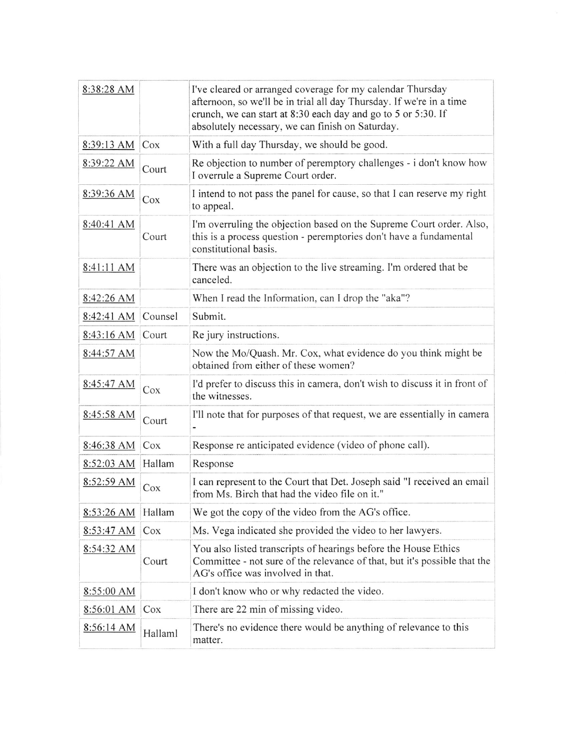| | | |
|---|---|---|
| 8:38:28 AM | | I've cleared or arranged coverage for my calendar Thursday afternoon, so we'll be in trial all day Thursday. If we're in a time crunch, we can start at 8:30 each day and go to 5 or 5:30. If absolutely necessary, we can finish on Saturday. |
| 8:39:13 AM | Cox | With a full day Thursday, we should be good. |
| 8:39:22 AM | Court | Re objection to number of peremptory challenges - i don't know how I overrule a Supreme Court order. |
| 8:39:36 AM | Cox | I intend to not pass the panel for cause, so that I can reserve my right to appeal. |
| 8:40:41 AM | Court | I'm overruling the objection based on the Supreme Court order. Also, this is a process question - peremptories don't have a fundamental constitutional basis. |
| 8:41:11 AM | | There was an objection to the live streaming. I'm ordered that be canceled. |
| 8:42:26 AM | | When I read the Information, can I drop the "aka"? |
| 8:42:41 AM | Counsel | Submit. |
| 8:43:16 AM | Court | Re jury instructions. |
| 8:44:57 AM | | Now the Mo/Quash. Mr. Cox, what evidence do you think might be obtained from either of these women? |
| 8:45:47 AM | Cox | I'd prefer to discuss this in camera, don't wish to discuss it in front of the witnesses. |
| 8:45:58 AM | Court | I'll note that for purposes of that request, we are essentially in camera - |
| 8:46:38 AM | Cox | Response re anticipated evidence (video of phone call). |
| 8:52:03 AM | Hallam | Response |
| 8:52:59 AM | Cox | I can represent to the Court that Det. Joseph said "I received an email from Ms. Birch that had the video file on it." |
| 8:53:26 AM | Hallam | We got the copy of the video from the AG's office. |
| 8:53:47 AM | Cox | Ms. Vega indicated she provided the video to her lawyers. |
| 8:54:32 AM | Court | You also listed transcripts of hearings before the House Ethics Committee - not sure of the relevance of that, but it's possible that the AG's office was involved in that. |
| 8:55:00 AM | | I don't know who or why redacted the video. |
| 8:56:01 AM | Cox | There are 22 min of missing video. |
| 8:56:14 AM | Hallaml | There's no evidence there would be anything of relevance to this matter. |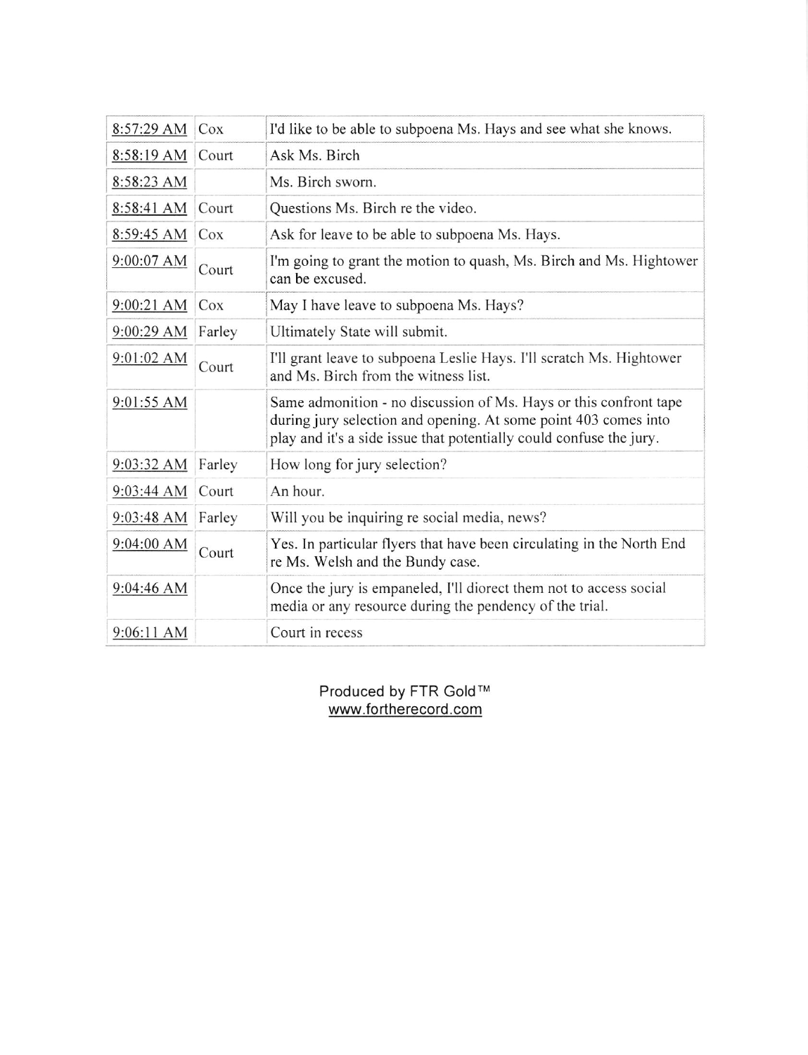| | | |
|---|---|---|
| 8:57:29 AM | Cox | I'd like to be able to subpoena Ms. Hays and see what she knows. |
| 8:58:19 AM | Court | Ask Ms. Birch |
| 8:58:23 AM | | Ms. Birch sworn. |
| 8:58:41 AM | Court | Questions Ms. Birch re the video. |
| 8:59:45 AM | Cox | Ask for leave to be able to subpoena Ms. Hays. |
| 9:00:07 AM | Court | I'm going to grant the motion to quash, Ms. Birch and Ms. Hightower can be excused. |
| 9:00:21 AM | Cox | May I have leave to subpoena Ms. Hays? |
| 9:00:29 AM | Farley | Ultimately State will submit. |
| 9:01:02 AM | Court | I'll grant leave to subpoena Leslie Hays. I'll scratch Ms. Hightower and Ms. Birch from the witness list. |
| 9:01:55 AM | | Same admonition - no discussion of Ms. Hays or this confront tape during jury selection and opening. At some point 403 comes into play and it's a side issue that potentially could confuse the jury. |
| 9:03:32 AM | Farley | How long for jury selection? |
| 9:03:44 AM | Court | An hour. |
| 9:03:48 AM | Farley | Will you be inquiring re social media, news? |
| 9:04:00 AM | Court | Yes. In particular flyers that have been circulating in the North End re Ms. Welsh and the Bundy case. |
| 9:04:46 AM | | Once the jury is empaneled, I'll diorect them not to access social media or any resource during the pendency of the trial. |
| 9:06:11 AM | | Court in recess |

Produced by FTR Gold™
www.fortherecord.com